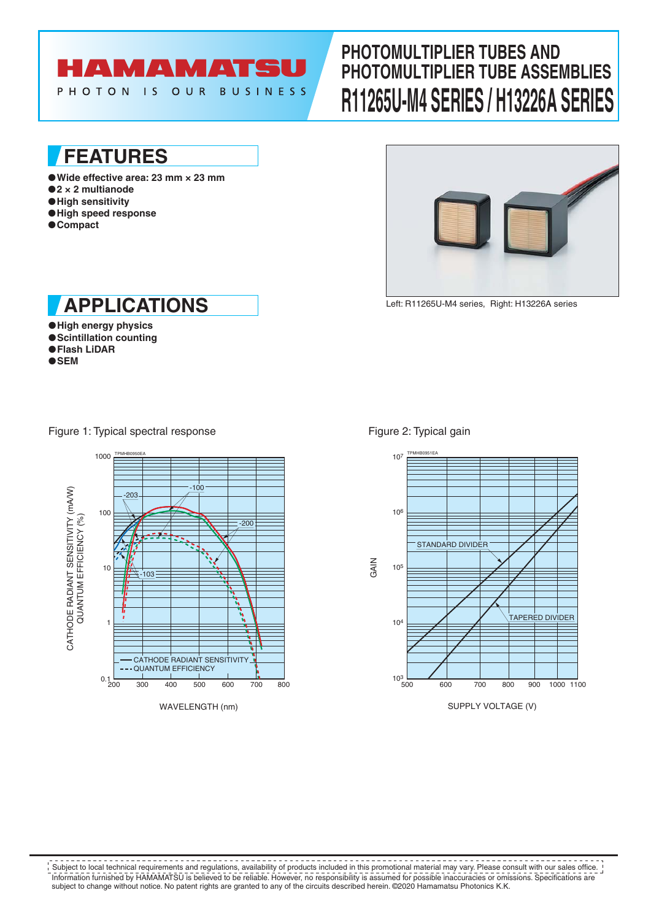HAMAMATSU

PHOTON IS OUR BUSINESS

# PHOTOMULTIPLIER TUBES AND PHOTOMULTIPLIER TUBE ASSEMBLIES

# R11265U-M4 SERIES / H13226A SERIES

## FEATURES

- Wide effective area: 23 mm × 23 mm
- 2 × 2 multianode
- High sensitivity
- High speed response
- Compact

Left: R11265U-M4 series, Right: H13226A series

## APPLICATIONS

- High energy physics
- Scintillation counting
- Flash LiDAR
- SEM

Figure 1: Typical spectral response

TPMHB0950EA

CATHODE RADIANT SENSITIVITY (mA/W)
QUANTUM EFFICIENCY (%)

1000
100
10
1
0.1

-203
-100
-200
-103

CATHODE RADIANT SENSITIVITY
QUANTUM EFFICIENCY

200 300 400 500 600 700 800

WAVELENGTH (nm)

Figure 2: Typical gain

TPMHB0951EA

GAIN

$10^7$
$10^6$
$10^5$
$10^4$
$10^3$

STANDARD DIVIDER
TAPERED DIVIDER

500 600 700 800 900 1000 1100

SUPPLY VOLTAGE (V)

Subject to local technical requirements and regulations, availability of products included in this promotional material may vary. Please consult with our sales office. Information furnished by HAMAMATSU is believed to be reliable. However, no responsibility is assumed for possible inaccuracies or omissions. Specifications are subject to change without notice. No patent rights are granted to any of the circuits described herein. ©2020 Hamamatsu Photonics K.K.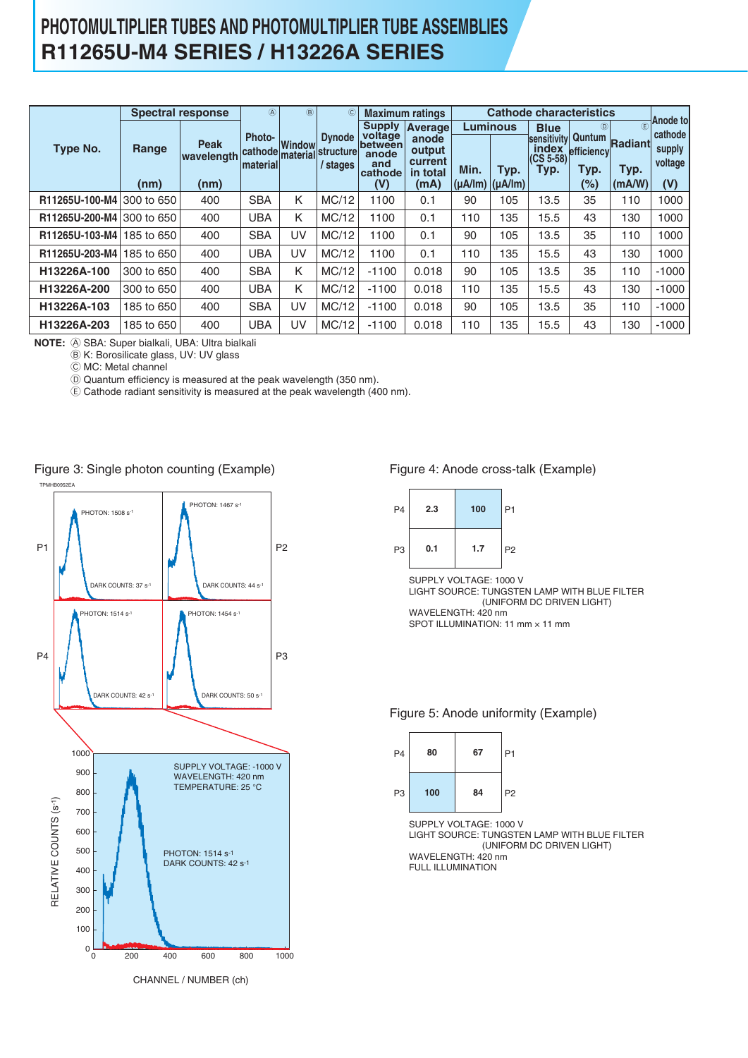# PHOTOMULTIPLIER TUBES AND PHOTOMULTIPLIER TUBE ASSEMBLIES
## R11265U-M4 SERIES / H13226A SERIES

| Type No. | Spectral response | | Ⓐ | Ⓑ | Ⓒ | Maximum ratings | | Cathode characteristics | | | | | Anode to cathode supply voltage |
|---|---|---|---|---|---|---|---|---|---|---|---|---|---|
| | Range | Peak wavelength | Photo-cathode material | Window material | Dynode structure / stages | Supply voltage between anode and cathode | Average anode output current in total | Luminous | | Blue sensitivity index (CS 5-58) | Ⓓ Quntum efficiency | Ⓔ Radiant | |
| | (nm) | (nm) | | | | (V) | (mA) | Min. (μA/lm) | Typ. (μA/lm) | Typ. | Typ. (%) | Typ. (mA/W) | (V) |
| R11265U-100-M4 | 300 to 650 | 400 | SBA | K | MC/12 | 1100 | 0.1 | 90 | 105 | 13.5 | 35 | 110 | 1000 |
| R11265U-200-M4 | 300 to 650 | 400 | UBA | K | MC/12 | 1100 | 0.1 | 110 | 135 | 15.5 | 43 | 130 | 1000 |
| R11265U-103-M4 | 185 to 650 | 400 | SBA | UV | MC/12 | 1100 | 0.1 | 90 | 105 | 13.5 | 35 | 110 | 1000 |
| R11265U-203-M4 | 185 to 650 | 400 | UBA | UV | MC/12 | 1100 | 0.1 | 110 | 135 | 15.5 | 43 | 130 | 1000 |
| H13226A-100 | 300 to 650 | 400 | SBA | K | MC/12 | -1100 | 0.018 | 90 | 105 | 13.5 | 35 | 110 | -1000 |
| H13226A-200 | 300 to 650 | 400 | UBA | K | MC/12 | -1100 | 0.018 | 110 | 135 | 15.5 | 43 | 130 | -1000 |
| H13226A-103 | 185 to 650 | 400 | SBA | UV | MC/12 | -1100 | 0.018 | 90 | 105 | 13.5 | 35 | 110 | -1000 |
| H13226A-203 | 185 to 650 | 400 | UBA | UV | MC/12 | -1100 | 0.018 | 110 | 135 | 15.5 | 43 | 130 | -1000 |

**NOTE:** Ⓐ SBA: Super bialkali, UBA: Ultra bialkali
Ⓑ K: Borosilicate glass, UV: UV glass
Ⓒ MC: Metal channel
Ⓓ Quantum efficiency is measured at the peak wavelength (350 nm).
Ⓔ Cathode radiant sensitivity is measured at the peak wavelength (400 nm).

Figure 3: Single photon counting (Example)

TPMHB0952EA

P1: PHOTON: 1508 s⁻¹, DARK COUNTS: 37 s⁻¹
P2: PHOTON: 1467 s⁻¹, DARK COUNTS: 44 s⁻¹
P4: PHOTON: 1514 s⁻¹, DARK COUNTS: 42 s⁻¹
P3: PHOTON: 1454 s⁻¹, DARK COUNTS: 50 s⁻¹

SUPPLY VOLTAGE: -1000 V
WAVELENGTH: 420 nm
TEMPERATURE: 25 °C

PHOTON: 1514 s⁻¹
DARK COUNTS: 42 s⁻¹

RELATIVE COUNTS (s⁻¹)
0, 100, 200, 300, 400, 500, 600, 700, 800, 900, 1000
CHANNEL / NUMBER (ch)
0, 200, 400, 600, 800, 1000

Figure 4: Anode cross-talk (Example)

P4: 2.3
P1: 100
P3: 0.1
P2: 1.7

SUPPLY VOLTAGE: 1000 V
LIGHT SOURCE: TUNGSTEN LAMP WITH BLUE FILTER (UNIFORM DC DRIVEN LIGHT)
WAVELENGTH: 420 nm
SPOT ILLUMINATION: 11 mm × 11 mm

Figure 5: Anode uniformity (Example)

P4: 80
P1: 67
P3: 100
P2: 84

SUPPLY VOLTAGE: 1000 V
LIGHT SOURCE: TUNGSTEN LAMP WITH BLUE FILTER (UNIFORM DC DRIVEN LIGHT)
WAVELENGTH: 420 nm
FULL ILLUMINATION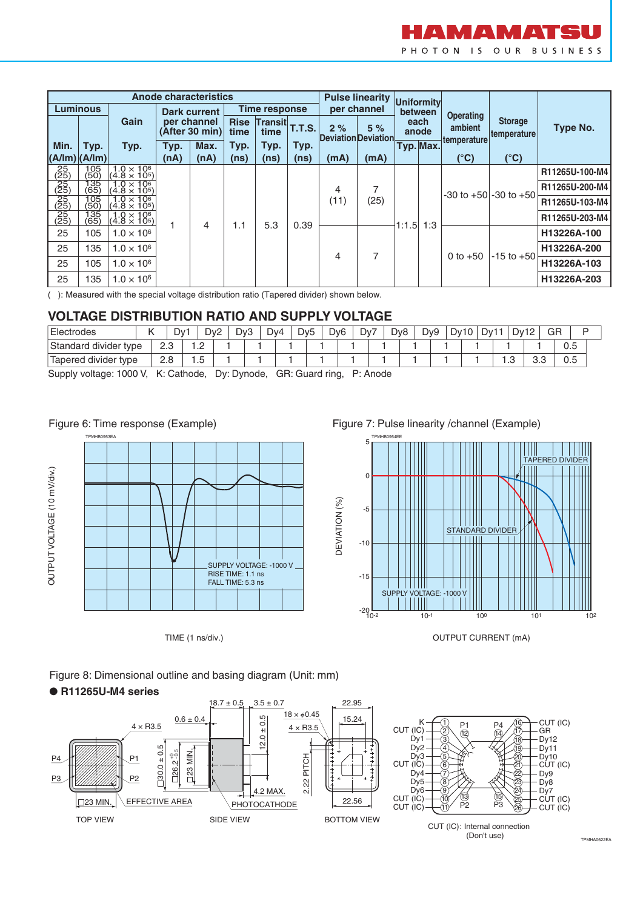| Anode characteristics | | | | | | | | Pulse linearity per channel | | Uniformity between each anode | | Operating ambient temperature | Storage temperature | Type No. |
|---|---|---|---|---|---|---|---|---|---|---|---|---|---|---|
| Luminous | | Gain | Dark current per channel (After 30 min) | | Time response | | | 2 % Deviation | 5 % Deviation | | | | | |
| | | | | | Rise time | Transit time | T.T.S. | | | | | | | |
| Min. (A/lm) | Typ. (A/lm) | Typ. | Typ. (nA) | Max. (nA) | Typ. (ns) | Typ. (ns) | Typ. (ns) | (mA) | (mA) | Typ. | Max. | (°C) | (°C) | |
| 25 (25) | 105 (50) | $1.0 \times 10^6$ ($4.8 \times 10^5$) | 1 | 4 | 1.1 | 5.3 | 0.39 | 4 (11) | 7 (25) | 1:1.5 | 1:3 | -30 to +50 | -30 to +50 | R11265U-100-M4 |
| 25 (25) | 135 (65) | $1.0 \times 10^6$ ($4.8 \times 10^5$) | | | | | | | | | | | | R11265U-200-M4 |
| 25 (25) | 105 (50) | $1.0 \times 10^6$ ($4.8 \times 10^5$) | | | | | | | | | | | | R11265U-103-M4 |
| 25 (25) | 135 (65) | $1.0 \times 10^6$ ($4.8 \times 10^5$) | | | | | | | | | | | | R11265U-203-M4 |
| 25 | 105 | $1.0 \times 10^6$ | | | | | | 4 | 7 | | | 0 to +50 | -15 to +50 | H13226A-100 |
| 25 | 135 | $1.0 \times 10^6$ | | | | | | | | | | | | H13226A-200 |
| 25 | 105 | $1.0 \times 10^6$ | | | | | | | | | | | | H13226A-103 |
| 25 | 135 | $1.0 \times 10^6$ | | | | | | | | | | | | H13226A-203 |

( ): Measured with the special voltage distribution ratio (Tapered divider) shown below.

## VOLTAGE DISTRIBUTION RATIO AND SUPPLY VOLTAGE

| Electrodes | K | Dy1 | Dy2 | Dy3 | Dy4 | Dy5 | Dy6 | Dy7 | Dy8 | Dy9 | Dy10 | Dy11 | Dy12 | GR | P |
|---|---|---|---|---|---|---|---|---|---|---|---|---|---|---|---|
| Standard divider type | 2.3 | 1.2 | 1 | 1 | 1 | 1 | 1 | 1 | 1 | 1 | 1 | 1 | 1 | 0.5 | |
| Tapered divider type | 2.8 | 1.5 | 1 | 1 | 1 | 1 | 1 | 1 | 1 | 1 | 1 | 1.3 | 3.3 | 0.5 | |

Supply voltage: 1000 V, K: Cathode, Dy: Dynode, GR: Guard ring, P: Anode

Figure 6: Time response (Example)

TPMHB0953EA

OUTPUT VOLTAGE (10 mV/div.)

SUPPLY VOLTAGE: -1000 V
RISE TIME: 1.1 ns
FALL TIME: 5.3 ns

TIME (1 ns/div.)

Figure 7: Pulse linearity /channel (Example)

TPMHB0954EE

DEVIATION (%)

TAPERED DIVIDER
STANDARD DIVIDER
SUPPLY VOLTAGE: -1000 V

5, 0, -5, -10, -15, -20

$10^{-2}$, $10^{-1}$, $10^{0}$, $10^{1}$, $10^{2}$

OUTPUT CURRENT (mA)

Figure 8: Dimensional outline and basing diagram (Unit: mm)

● **R11265U-M4 series**

TOP VIEW: 4 × R3.5, P4, P1, P3, P2, □23 MIN., EFFECTIVE AREA

SIDE VIEW: 18.7 ± 0.5, 3.5 ± 0.7, 0.6 ± 0.4, □30.0 ± 0.5, □26.2 $^{+0}_{-0.5}$, □23 MIN., 12.0 ± 0.5, 4.2 MAX., PHOTOCATHODE

BOTTOM VIEW: 22.95, 18 × φ0.45, 15.24, 4 × R3.5, 2.22 PITCH, 22.56

K, CUT (IC), Dy1, Dy2, Dy3, CUT (IC), Dy4, Dy5, Dy6, CUT (IC), CUT (IC), P1, P2, P3, P4, CUT (IC), GR, Dy12, Dy11, Dy10, CUT (IC), Dy9, Dy8, Dy7, CUT (IC), CUT (IC)

CUT (IC): Internal connection (Don't use)

TPMHA0622EA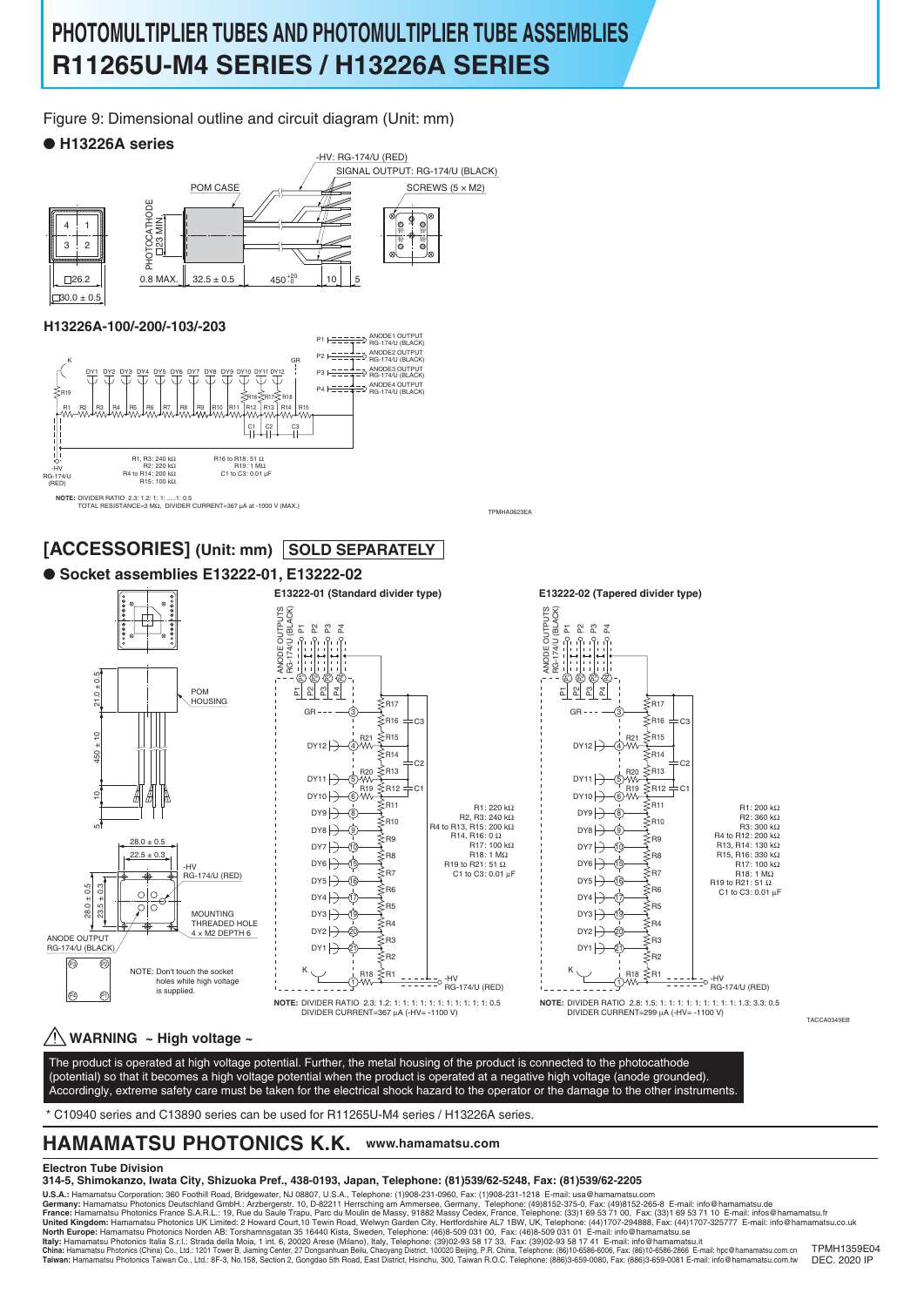Figure 9: Dimensional outline and circuit diagram (Unit: mm)

### ● H13226A series

-HV: RG-174/U (RED)
SIGNAL OUTPUT: RG-174/U (BLACK)
POM CASE
SCREWS (5 × M2)
PHOTOCATHODE □23 MIN.
□26.2
□30.0 ± 0.5
0.8 MAX.
32.5 ± 0.5
450 +20 -0
10
5

### H13226A-100/-200/-103/-203

ANODE1 OUTPUT RG-174/U (BLACK)
ANODE2 OUTPUT RG-174/U (BLACK)
ANODE3 OUTPUT RG-174/U (BLACK)
ANODE4 OUTPUT RG-174/U (BLACK)

R1, R3: 240 kΩ
R2: 220 kΩ
R4 to R14: 200 kΩ
R15: 100 kΩ
R16 to R18: 51 Ω
R19: 1 MΩ
C1 to C3: 0.01 µF

-HV RG-174/U (RED)

**NOTE:** DIVIDER RATIO 2.3: 1.2: 1: 1: .....1: 0.5
TOTAL RESISTANCE=3 MΩ, DIVIDER CURRENT=367 µA at -1000 V (MAX.)

TPMHA0623EA

## [ACCESSORIES] (Unit: mm) SOLD SEPARATELY

### ● Socket assemblies E13222-01, E13222-02

21.0 ± 0.5
POM HOUSING
450 ± 10
10
5
28.0 ± 0.5
22.5 ± 0.3
-HV RG-174/U (RED)
28.0 ± 0.5
23.5 ± 0.3
MOUNTING THREADED HOLE 4 × M2 DEPTH 6
ANODE OUTPUT RG-174/U (BLACK)
NOTE: Don't touch the socket holes while high voltage is supplied.

**E13222-01 (Standard divider type)**

ANODE OUTPUTS RG-174/U (BLACK)

R1: 220 kΩ
R2, R3: 240 kΩ
R4 to R13, R15: 200 kΩ
R14, R16: 0 Ω
R17: 100 kΩ
R18: 1 MΩ
R19 to R21: 51 Ω
C1 to C3: 0.01 µF

-HV RG-174/U (RED)

**NOTE:** DIVIDER RATIO 2.3: 1.2: 1: 1: 1: 1: 1: 1: 1: 1: 1: 1: 0.5
DIVIDER CURRENT=367 µA (-HV= -1100 V)

**E13222-02 (Tapered divider type)**

ANODE OUTPUTS RG-174/U (BLACK)

R1: 200 kΩ
R2: 360 kΩ
R3: 300 kΩ
R4 to R12: 200 kΩ
R13, R14: 130 kΩ
R15, R16: 330 kΩ
R17: 100 kΩ
R18: 1 MΩ
R19 to R21: 51 Ω
C1 to C3: 0.01 µF

-HV RG-174/U (RED)

**NOTE:** DIVIDER RATIO 2.8: 1.5: 1: 1: 1: 1: 1: 1: 1: 1: 1: 1.3: 3.3: 0.5
DIVIDER CURRENT=299 µA (-HV= -1100 V)

TACCA0349EB

### ⚠ WARNING ~ High voltage ~

The product is operated at high voltage potential. Further, the metal housing of the product is connected to the photocathode (potential) so that it becomes a high voltage potential when the product is operated at a negative high voltage (anode grounded). Accordingly, extreme safety care must be taken for the electrical shock hazard to the operator or the damage to the other instruments.

\* C10940 series and C13890 series can be used for R11265U-M4 series / H13226A series.

## HAMAMATSU PHOTONICS K.K. www.hamamatsu.com

**Electron Tube Division**
**314-5, Shimokanzo, Iwata City, Shizuoka Pref., 438-0193, Japan, Telephone: (81)539/62-5248, Fax: (81)539/62-2205**

**U.S.A.:** Hamamatsu Corporation: 360 Foothill Road, Bridgewater, NJ 08807, U.S.A., Telephone: (1)908-231-0960, Fax: (1)908-231-1218 E-mail: usa@hamamatsu.com
**Germany:** Hamamatsu Photonics Deutschland GmbH.: Arzbergerstr. 10, D-82211 Herrsching am Ammersee, Germany, Telephone: (49)8152-375-0, Fax: (49)8152-265-8 E-mail: info@hamamatsu.de
**France:** Hamamatsu Photonics France S.A.R.L.: 19, Rue du Saule Trapu, Parc du Moulin de Massy, 91882 Massy Cedex, France, Telephone: (33)1 69 53 71 00, Fax: (33)1 69 53 71 10 E-mail: infos@hamamatsu.fr
**United Kingdom:** Hamamatsu Photonics UK Limited: 2 Howard Court,10 Tewin Road, Welwyn Garden City, Hertfordshire AL7 1BW, UK, Telephone: (44)1707-294888, Fax: (44)1707-325777 E-mail: info@hamamatsu.co.uk
**North Europe:** Hamamatsu Photonics Norden AB: Torshamnsgatan 35 16440 Kista, Sweden, Telephone: (46)8-509 031 00, Fax: (46)8-509 031 01 E-mail: info@hamamatsu.se
**Italy:** Hamamatsu Photonics Italia S.r.l.: Strada della Moia, 1 int. 6, 20020 Arese (Milano), Italy, Telephone: (39)02-93 58 17 33, Fax: (39)02-93 58 17 41 E-mail: info@hamamatsu.it
**China:** Hamamatsu Photonics (China) Co., Ltd.: 1201 Tower B, Jiaming Center, 27 Dongsanhuan Beilu, Chaoyang District, 100020 Beijing, P.R. China, Telephone: (86)10-6586-6006, Fax: (86)10-6586-2866 E-mail: hpc@hamamatsu.com.cn
**Taiwan:** Hamamatsu Photonics Taiwan Co., Ltd.: 8F-3, No.158, Section 2, Gongdao 5th Road, East District, Hsinchu, 300, Taiwan R.O.C. Telephone: (886)3-659-0080, Fax: (886)3-659-0081 E-mail: info@hamamatsu.com.tw

TPMH1359E04
DEC. 2020 IP